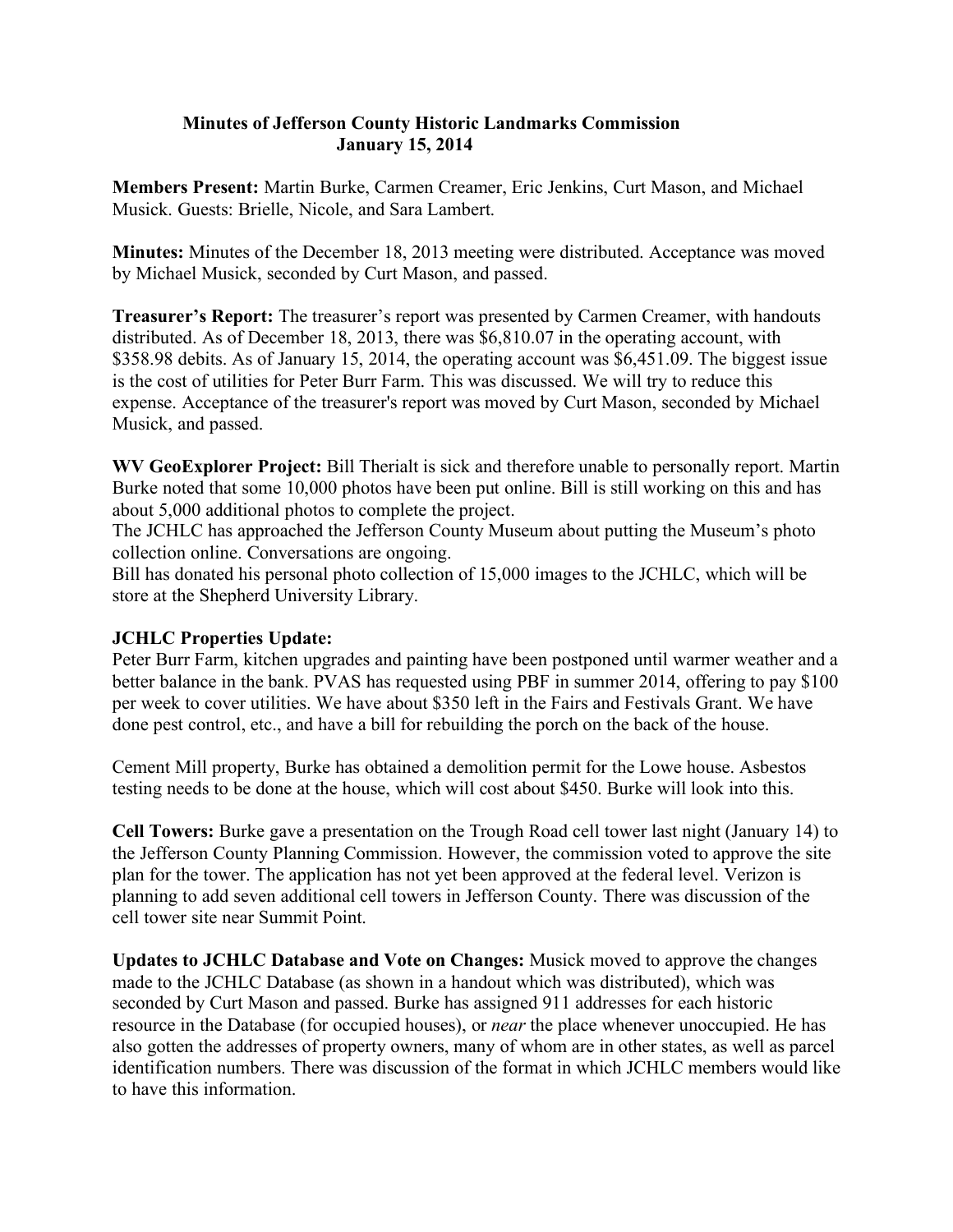## Minutes of Jefferson County Historic Landmarks Commission
### January 15, 2014

**Members Present:** Martin Burke, Carmen Creamer, Eric Jenkins, Curt Mason, and Michael Musick. Guests: Brielle, Nicole, and Sara Lambert.

**Minutes:** Minutes of the December 18, 2013 meeting were distributed. Acceptance was moved by Michael Musick, seconded by Curt Mason, and passed.

**Treasurer's Report:** The treasurer's report was presented by Carmen Creamer, with handouts distributed. As of December 18, 2013, there was $6,810.07 in the operating account, with $358.98 debits. As of January 15, 2014, the operating account was $6,451.09. The biggest issue is the cost of utilities for Peter Burr Farm. This was discussed. We will try to reduce this expense. Acceptance of the treasurer's report was moved by Curt Mason, seconded by Michael Musick, and passed.

**WV GeoExplorer Project:** Bill Therialt is sick and therefore unable to personally report. Martin Burke noted that some 10,000 photos have been put online. Bill is still working on this and has about 5,000 additional photos to complete the project.
The JCHLC has approached the Jefferson County Museum about putting the Museum's photo collection online. Conversations are ongoing.
Bill has donated his personal photo collection of 15,000 images to the JCHLC, which will be store at the Shepherd University Library.

**JCHLC Properties Update:**
Peter Burr Farm, kitchen upgrades and painting have been postponed until warmer weather and a better balance in the bank. PVAS has requested using PBF in summer 2014, offering to pay $100 per week to cover utilities. We have about $350 left in the Fairs and Festivals Grant. We have done pest control, etc., and have a bill for rebuilding the porch on the back of the house.

Cement Mill property, Burke has obtained a demolition permit for the Lowe house. Asbestos testing needs to be done at the house, which will cost about $450. Burke will look into this.

**Cell Towers:** Burke gave a presentation on the Trough Road cell tower last night (January 14) to the Jefferson County Planning Commission. However, the commission voted to approve the site plan for the tower. The application has not yet been approved at the federal level. Verizon is planning to add seven additional cell towers in Jefferson County. There was discussion of the cell tower site near Summit Point.

**Updates to JCHLC Database and Vote on Changes:** Musick moved to approve the changes made to the JCHLC Database (as shown in a handout which was distributed), which was seconded by Curt Mason and passed. Burke has assigned 911 addresses for each historic resource in the Database (for occupied houses), or *near* the place whenever unoccupied. He has also gotten the addresses of property owners, many of whom are in other states, as well as parcel identification numbers. There was discussion of the format in which JCHLC members would like to have this information.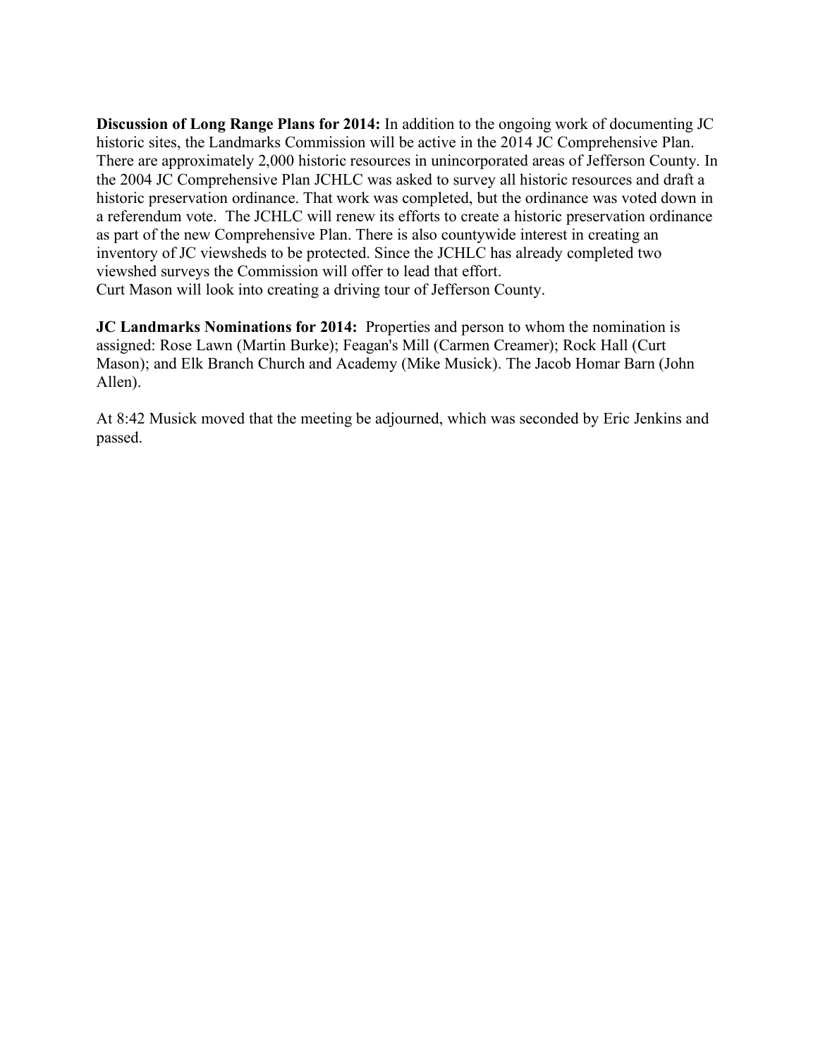**Discussion of Long Range Plans for 2014:** In addition to the ongoing work of documenting JC historic sites, the Landmarks Commission will be active in the 2014 JC Comprehensive Plan. There are approximately 2,000 historic resources in unincorporated areas of Jefferson County. In the 2004 JC Comprehensive Plan JCHLC was asked to survey all historic resources and draft a historic preservation ordinance. That work was completed, but the ordinance was voted down in a referendum vote. The JCHLC will renew its efforts to create a historic preservation ordinance as part of the new Comprehensive Plan. There is also countywide interest in creating an inventory of JC viewsheds to be protected. Since the JCHLC has already completed two viewshed surveys the Commission will offer to lead that effort.
Curt Mason will look into creating a driving tour of Jefferson County.

**JC Landmarks Nominations for 2014:** Properties and person to whom the nomination is assigned: Rose Lawn (Martin Burke); Feagan's Mill (Carmen Creamer); Rock Hall (Curt Mason); and Elk Branch Church and Academy (Mike Musick). The Jacob Homar Barn (John Allen).

At 8:42 Musick moved that the meeting be adjourned, which was seconded by Eric Jenkins and passed.